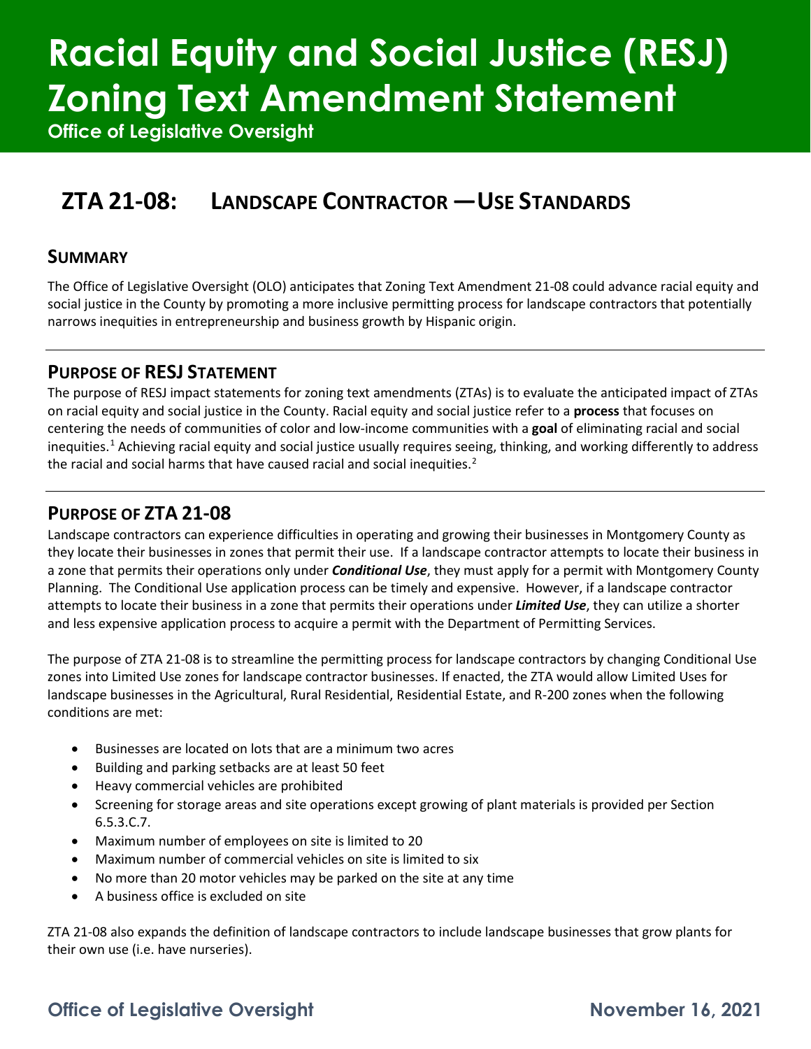# Racial Equity and Social Justice (RESJ) Zoning Text Amendment Statement

**Office of Legislative Oversight**

## ZTA 21-08: LANDSCAPE CONTRACTOR —USE STANDARDS

### SUMMARY

The Office of Legislative Oversight (OLO) anticipates that Zoning Text Amendment 21-08 could advance racial equity and social justice in the County by promoting a more inclusive permitting process for landscape contractors that potentially narrows inequities in entrepreneurship and business growth by Hispanic origin.

### PURPOSE OF RESJ STATEMENT

The purpose of RESJ impact statements for zoning text amendments (ZTAs) is to evaluate the anticipated impact of ZTAs on racial equity and social justice in the County. Racial equity and social justice refer to a **process** that focuses on centering the needs of communities of color and low-income communities with a **goal** of eliminating racial and social inequities.[1] Achieving racial equity and social justice usually requires seeing, thinking, and working differently to address the racial and social harms that have caused racial and social inequities.[2]

### PURPOSE OF ZTA 21-08

Landscape contractors can experience difficulties in operating and growing their businesses in Montgomery County as they locate their businesses in zones that permit their use. If a landscape contractor attempts to locate their business in a zone that permits their operations only under ***Conditional Use***, they must apply for a permit with Montgomery County Planning. The Conditional Use application process can be timely and expensive. However, if a landscape contractor attempts to locate their business in a zone that permits their operations under ***Limited Use***, they can utilize a shorter and less expensive application process to acquire a permit with the Department of Permitting Services.

The purpose of ZTA 21-08 is to streamline the permitting process for landscape contractors by changing Conditional Use zones into Limited Use zones for landscape contractor businesses. If enacted, the ZTA would allow Limited Uses for landscape businesses in the Agricultural, Rural Residential, Residential Estate, and R-200 zones when the following conditions are met:

- Businesses are located on lots that are a minimum two acres
- Building and parking setbacks are at least 50 feet
- Heavy commercial vehicles are prohibited
- Screening for storage areas and site operations except growing of plant materials is provided per Section 6.5.3.C.7.
- Maximum number of employees on site is limited to 20
- Maximum number of commercial vehicles on site is limited to six
- No more than 20 motor vehicles may be parked on the site at any time
- A business office is excluded on site

ZTA 21-08 also expands the definition of landscape contractors to include landscape businesses that grow plants for their own use (i.e. have nurseries).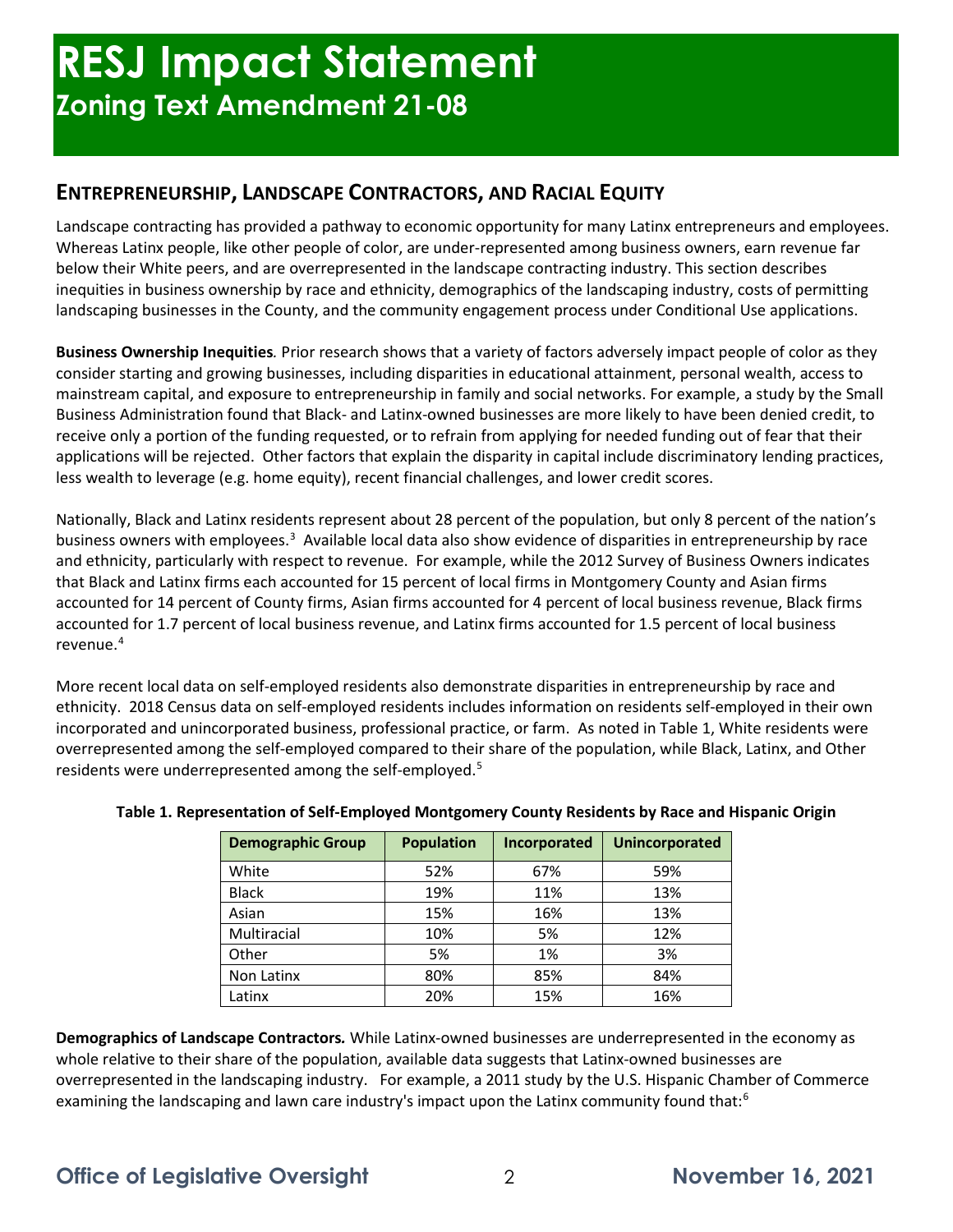# RESJ Impact Statement

## Zoning Text Amendment 21-08

### ENTREPRENEURSHIP, LANDSCAPE CONTRACTORS, AND RACIAL EQUITY

Landscape contracting has provided a pathway to economic opportunity for many Latinx entrepreneurs and employees. Whereas Latinx people, like other people of color, are under-represented among business owners, earn revenue far below their White peers, and are overrepresented in the landscape contracting industry. This section describes inequities in business ownership by race and ethnicity, demographics of the landscaping industry, costs of permitting landscaping businesses in the County, and the community engagement process under Conditional Use applications.

**Business Ownership Inequities***.* Prior research shows that a variety of factors adversely impact people of color as they consider starting and growing businesses, including disparities in educational attainment, personal wealth, access to mainstream capital, and exposure to entrepreneurship in family and social networks. For example, a study by the Small Business Administration found that Black- and Latinx-owned businesses are more likely to have been denied credit, to receive only a portion of the funding requested, or to refrain from applying for needed funding out of fear that their applications will be rejected. Other factors that explain the disparity in capital include discriminatory lending practices, less wealth to leverage (e.g. home equity), recent financial challenges, and lower credit scores.

Nationally, Black and Latinx residents represent about 28 percent of the population, but only 8 percent of the nation's business owners with employees.[3] Available local data also show evidence of disparities in entrepreneurship by race and ethnicity, particularly with respect to revenue. For example, while the 2012 Survey of Business Owners indicates that Black and Latinx firms each accounted for 15 percent of local firms in Montgomery County and Asian firms accounted for 14 percent of County firms, Asian firms accounted for 4 percent of local business revenue, Black firms accounted for 1.7 percent of local business revenue, and Latinx firms accounted for 1.5 percent of local business revenue.[4]

More recent local data on self-employed residents also demonstrate disparities in entrepreneurship by race and ethnicity. 2018 Census data on self-employed residents includes information on residents self-employed in their own incorporated and unincorporated business, professional practice, or farm. As noted in Table 1, White residents were overrepresented among the self-employed compared to their share of the population, while Black, Latinx, and Other residents were underrepresented among the self-employed.[5]

**Table 1. Representation of Self-Employed Montgomery County Residents by Race and Hispanic Origin**

| Demographic Group | Population | Incorporated | Unincorporated |
|---|---|---|---|
| White | 52% | 67% | 59% |
| Black | 19% | 11% | 13% |
| Asian | 15% | 16% | 13% |
| Multiracial | 10% | 5% | 12% |
| Other | 5% | 1% | 3% |
| Non Latinx | 80% | 85% | 84% |
| Latinx | 20% | 15% | 16% |

**Demographics of Landscape Contractors***.* While Latinx-owned businesses are underrepresented in the economy as whole relative to their share of the population, available data suggests that Latinx-owned businesses are overrepresented in the landscaping industry. For example, a 2011 study by the U.S. Hispanic Chamber of Commerce examining the landscaping and lawn care industry's impact upon the Latinx community found that:[6]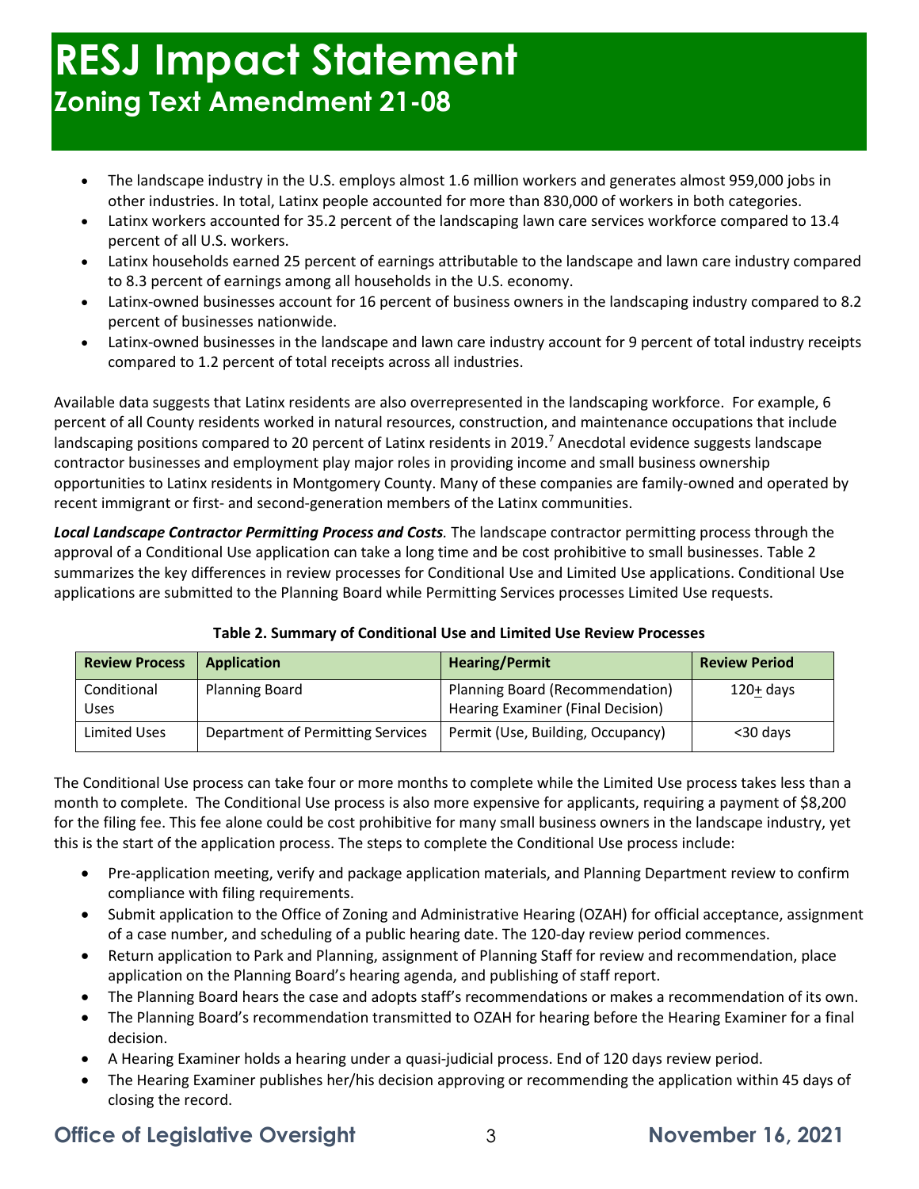- The landscape industry in the U.S. employs almost 1.6 million workers and generates almost 959,000 jobs in other industries. In total, Latinx people accounted for more than 830,000 of workers in both categories.
- Latinx workers accounted for 35.2 percent of the landscaping lawn care services workforce compared to 13.4 percent of all U.S. workers.
- Latinx households earned 25 percent of earnings attributable to the landscape and lawn care industry compared to 8.3 percent of earnings among all households in the U.S. economy.
- Latinx-owned businesses account for 16 percent of business owners in the landscaping industry compared to 8.2 percent of businesses nationwide.
- Latinx-owned businesses in the landscape and lawn care industry account for 9 percent of total industry receipts compared to 1.2 percent of total receipts across all industries.

Available data suggests that Latinx residents are also overrepresented in the landscaping workforce. For example, 6 percent of all County residents worked in natural resources, construction, and maintenance occupations that include landscaping positions compared to 20 percent of Latinx residents in 2019.[7] Anecdotal evidence suggests landscape contractor businesses and employment play major roles in providing income and small business ownership opportunities to Latinx residents in Montgomery County. Many of these companies are family-owned and operated by recent immigrant or first- and second-generation members of the Latinx communities.

***Local Landscape Contractor Permitting Process and Costs.*** The landscape contractor permitting process through the approval of a Conditional Use application can take a long time and be cost prohibitive to small businesses. Table 2 summarizes the key differences in review processes for Conditional Use and Limited Use applications. Conditional Use applications are submitted to the Planning Board while Permitting Services processes Limited Use requests.

**Table 2. Summary of Conditional Use and Limited Use Review Processes**

| Review Process | Application | Hearing/Permit | Review Period |
|---|---|---|---|
| Conditional Uses | Planning Board | Planning Board (Recommendation) Hearing Examiner (Final Decision) | 120± days |
| Limited Uses | Department of Permitting Services | Permit (Use, Building, Occupancy) | <30 days |

The Conditional Use process can take four or more months to complete while the Limited Use process takes less than a month to complete. The Conditional Use process is also more expensive for applicants, requiring a payment of $8,200 for the filing fee. This fee alone could be cost prohibitive for many small business owners in the landscape industry, yet this is the start of the application process. The steps to complete the Conditional Use process include:

- Pre-application meeting, verify and package application materials, and Planning Department review to confirm compliance with filing requirements.
- Submit application to the Office of Zoning and Administrative Hearing (OZAH) for official acceptance, assignment of a case number, and scheduling of a public hearing date. The 120-day review period commences.
- Return application to Park and Planning, assignment of Planning Staff for review and recommendation, place application on the Planning Board's hearing agenda, and publishing of staff report.
- The Planning Board hears the case and adopts staff's recommendations or makes a recommendation of its own.
- The Planning Board's recommendation transmitted to OZAH for hearing before the Hearing Examiner for a final decision.
- A Hearing Examiner holds a hearing under a quasi-judicial process. End of 120 days review period.
- The Hearing Examiner publishes her/his decision approving or recommending the application within 45 days of closing the record.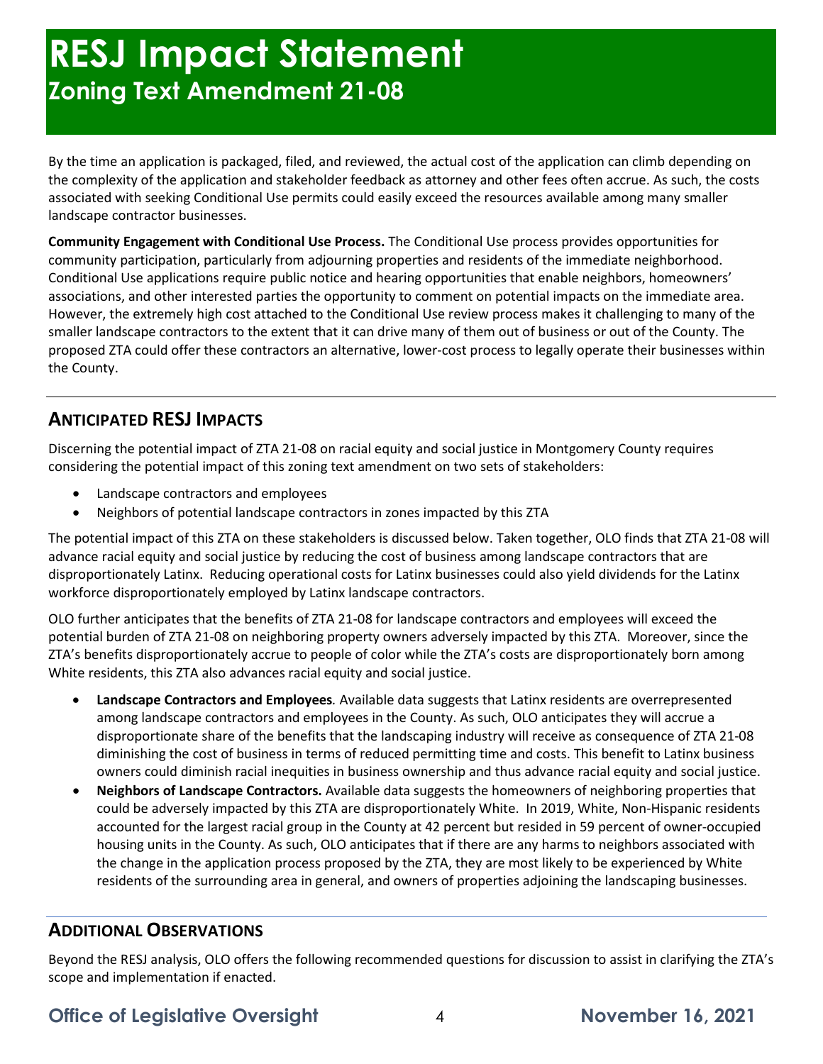By the time an application is packaged, filed, and reviewed, the actual cost of the application can climb depending on the complexity of the application and stakeholder feedback as attorney and other fees often accrue. As such, the costs associated with seeking Conditional Use permits could easily exceed the resources available among many smaller landscape contractor businesses.

**Community Engagement with Conditional Use Process.** The Conditional Use process provides opportunities for community participation, particularly from adjourning properties and residents of the immediate neighborhood. Conditional Use applications require public notice and hearing opportunities that enable neighbors, homeowners' associations, and other interested parties the opportunity to comment on potential impacts on the immediate area. However, the extremely high cost attached to the Conditional Use review process makes it challenging to many of the smaller landscape contractors to the extent that it can drive many of them out of business or out of the County. The proposed ZTA could offer these contractors an alternative, lower-cost process to legally operate their businesses within the County.

## ANTICIPATED RESJ IMPACTS

Discerning the potential impact of ZTA 21-08 on racial equity and social justice in Montgomery County requires considering the potential impact of this zoning text amendment on two sets of stakeholders:

- Landscape contractors and employees
- Neighbors of potential landscape contractors in zones impacted by this ZTA

The potential impact of this ZTA on these stakeholders is discussed below. Taken together, OLO finds that ZTA 21-08 will advance racial equity and social justice by reducing the cost of business among landscape contractors that are disproportionately Latinx. Reducing operational costs for Latinx businesses could also yield dividends for the Latinx workforce disproportionately employed by Latinx landscape contractors.

OLO further anticipates that the benefits of ZTA 21-08 for landscape contractors and employees will exceed the potential burden of ZTA 21-08 on neighboring property owners adversely impacted by this ZTA. Moreover, since the ZTA's benefits disproportionately accrue to people of color while the ZTA's costs are disproportionately born among White residents, this ZTA also advances racial equity and social justice.

- **Landscape Contractors and Employees***.* Available data suggests that Latinx residents are overrepresented among landscape contractors and employees in the County. As such, OLO anticipates they will accrue a disproportionate share of the benefits that the landscaping industry will receive as consequence of ZTA 21-08 diminishing the cost of business in terms of reduced permitting time and costs. This benefit to Latinx business owners could diminish racial inequities in business ownership and thus advance racial equity and social justice.
- **Neighbors of Landscape Contractors.** Available data suggests the homeowners of neighboring properties that could be adversely impacted by this ZTA are disproportionately White. In 2019, White, Non-Hispanic residents accounted for the largest racial group in the County at 42 percent but resided in 59 percent of owner-occupied housing units in the County. As such, OLO anticipates that if there are any harms to neighbors associated with the change in the application process proposed by the ZTA, they are most likely to be experienced by White residents of the surrounding area in general, and owners of properties adjoining the landscaping businesses.

## ADDITIONAL OBSERVATIONS

Beyond the RESJ analysis, OLO offers the following recommended questions for discussion to assist in clarifying the ZTA's scope and implementation if enacted.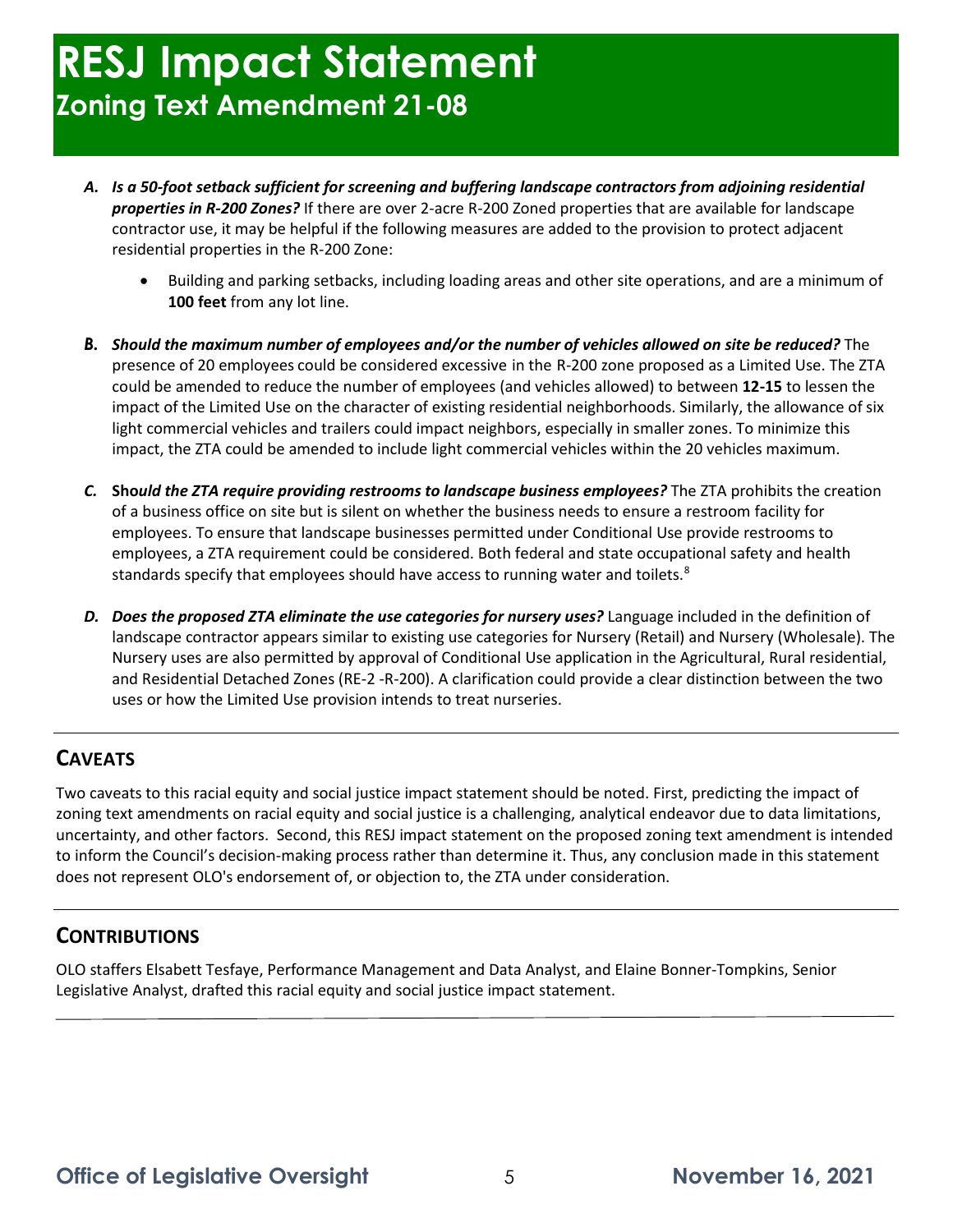# RESJ Impact Statement
## Zoning Text Amendment 21-08

A. ***Is a 50-foot setback sufficient for screening and buffering landscape contractors from adjoining residential properties in R-200 Zones?*** If there are over 2-acre R-200 Zoned properties that are available for landscape contractor use, it may be helpful if the following measures are added to the provision to protect adjacent residential properties in the R-200 Zone:

   - Building and parking setbacks, including loading areas and other site operations, and are a minimum of **100 feet** from any lot line.

B. ***Should the maximum number of employees and/or the number of vehicles allowed on site be reduced?*** The presence of 20 employees could be considered excessive in the R-200 zone proposed as a Limited Use. The ZTA could be amended to reduce the number of employees (and vehicles allowed) to between **12-15** to lessen the impact of the Limited Use on the character of existing residential neighborhoods. Similarly, the allowance of six light commercial vehicles and trailers could impact neighbors, especially in smaller zones. To minimize this impact, the ZTA could be amended to include light commercial vehicles within the 20 vehicles maximum.

C. **Sho*uld the ZTA require providing restrooms to landscape business employees?*** The ZTA prohibits the creation of a business office on site but is silent on whether the business needs to ensure a restroom facility for employees. To ensure that landscape businesses permitted under Conditional Use provide restrooms to employees, a ZTA requirement could be considered. Both federal and state occupational safety and health standards specify that employees should have access to running water and toilets.[8]

D. ***Does the proposed ZTA eliminate the use categories for nursery uses?*** Language included in the definition of landscape contractor appears similar to existing use categories for Nursery (Retail) and Nursery (Wholesale). The Nursery uses are also permitted by approval of Conditional Use application in the Agricultural, Rural residential, and Residential Detached Zones (RE-2 -R-200). A clarification could provide a clear distinction between the two uses or how the Limited Use provision intends to treat nurseries.

## CAVEATS

Two caveats to this racial equity and social justice impact statement should be noted. First, predicting the impact of zoning text amendments on racial equity and social justice is a challenging, analytical endeavor due to data limitations, uncertainty, and other factors. Second, this RESJ impact statement on the proposed zoning text amendment is intended to inform the Council's decision-making process rather than determine it. Thus, any conclusion made in this statement does not represent OLO's endorsement of, or objection to, the ZTA under consideration.

## CONTRIBUTIONS

OLO staffers Elsabett Tesfaye, Performance Management and Data Analyst, and Elaine Bonner-Tompkins, Senior Legislative Analyst, drafted this racial equity and social justice impact statement.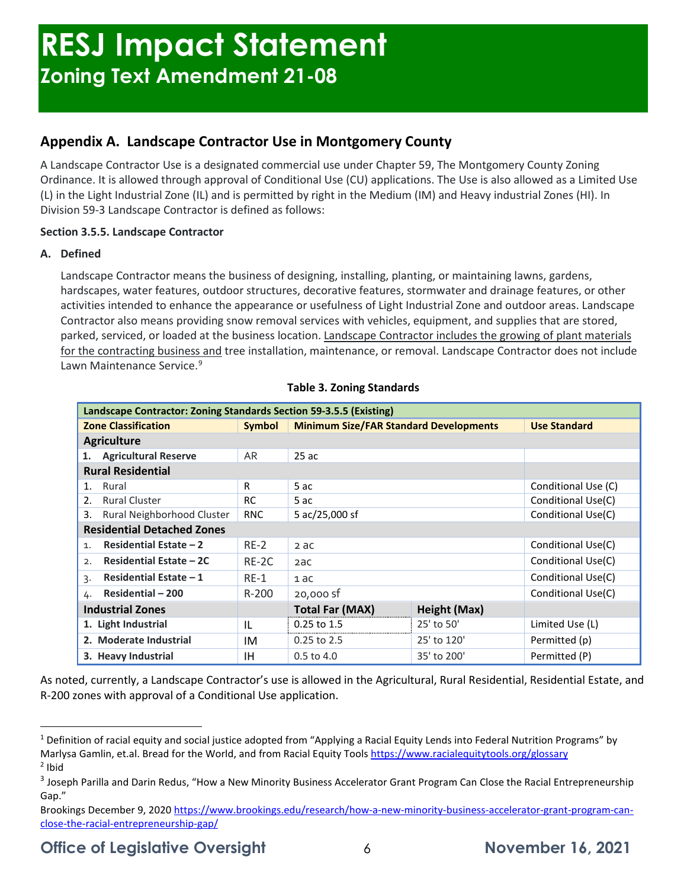# RESJ Impact Statement
## Zoning Text Amendment 21-08

## Appendix A. Landscape Contractor Use in Montgomery County

A Landscape Contractor Use is a designated commercial use under Chapter 59, The Montgomery County Zoning Ordinance. It is allowed through approval of Conditional Use (CU) applications. The Use is also allowed as a Limited Use (L) in the Light Industrial Zone (IL) and is permitted by right in the Medium (IM) and Heavy industrial Zones (HI). In Division 59-3 Landscape Contractor is defined as follows:

**Section 3.5.5. Landscape Contractor**

**A. Defined**

Landscape Contractor means the business of designing, installing, planting, or maintaining lawns, gardens, hardscapes, water features, outdoor structures, decorative features, stormwater and drainage features, or other activities intended to enhance the appearance or usefulness of Light Industrial Zone and outdoor areas. Landscape Contractor also means providing snow removal services with vehicles, equipment, and supplies that are stored, parked, serviced, or loaded at the business location. Landscape Contractor includes the growing of plant materials for the contracting business and tree installation, maintenance, or removal. Landscape Contractor does not include Lawn Maintenance Service.[9]

**Table 3. Zoning Standards**

| Landscape Contractor: Zoning Standards Section 59-3.5.5 (Existing) | | | | |
|---|---|---|---|---|
| **Zone Classification** | **Symbol** | **Minimum Size/FAR Standard Developments** | | **Use Standard** |
| **Agriculture** | | | | |
| 1. **Agricultural Reserve** | AR | 25 ac | | |
| **Rural Residential** | | | | |
| 1. Rural | R | 5 ac | | Conditional Use (C) |
| 2. Rural Cluster | RC | 5 ac | | Conditional Use(C) |
| 3. Rural Neighborhood Cluster | RNC | 5 ac/25,000 sf | | Conditional Use(C) |
| **Residential Detached Zones** | | | | |
| 1. **Residential Estate – 2** | RE-2 | 2 ac | | Conditional Use(C) |
| 2. **Residential Estate – 2C** | RE-2C | 2ac | | Conditional Use(C) |
| 3. **Residential Estate – 1** | RE-1 | 1 ac | | Conditional Use(C) |
| 4. **Residential – 200** | R-200 | 20,000 sf | | Conditional Use(C) |
| **Industrial Zones** | | **Total Far (MAX)** | **Height (Max)** | |
| 1. **Light Industrial** | IL | 0.25 to 1.5 | 25' to 50' | Limited Use (L) |
| 2. **Moderate Industrial** | IM | 0.25 to 2.5 | 25' to 120' | Permitted (p) |
| 3. **Heavy Industrial** | IH | 0.5 to 4.0 | 35' to 200' | Permitted (P) |

As noted, currently, a Landscape Contractor's use is allowed in the Agricultural, Rural Residential, Residential Estate, and R-200 zones with approval of a Conditional Use application.

---

[1] Definition of racial equity and social justice adopted from "Applying a Racial Equity Lends into Federal Nutrition Programs" by Marlysa Gamlin, et.al. Bread for the World, and from Racial Equity Tools https://www.racialequitytools.org/glossary

[2] Ibid

[3] Joseph Parilla and Darin Redus, "How a New Minority Business Accelerator Grant Program Can Close the Racial Entrepreneurship Gap."

Brookings December 9, 2020 https://www.brookings.edu/research/how-a-new-minority-business-accelerator-grant-program-can-close-the-racial-entrepreneurship-gap/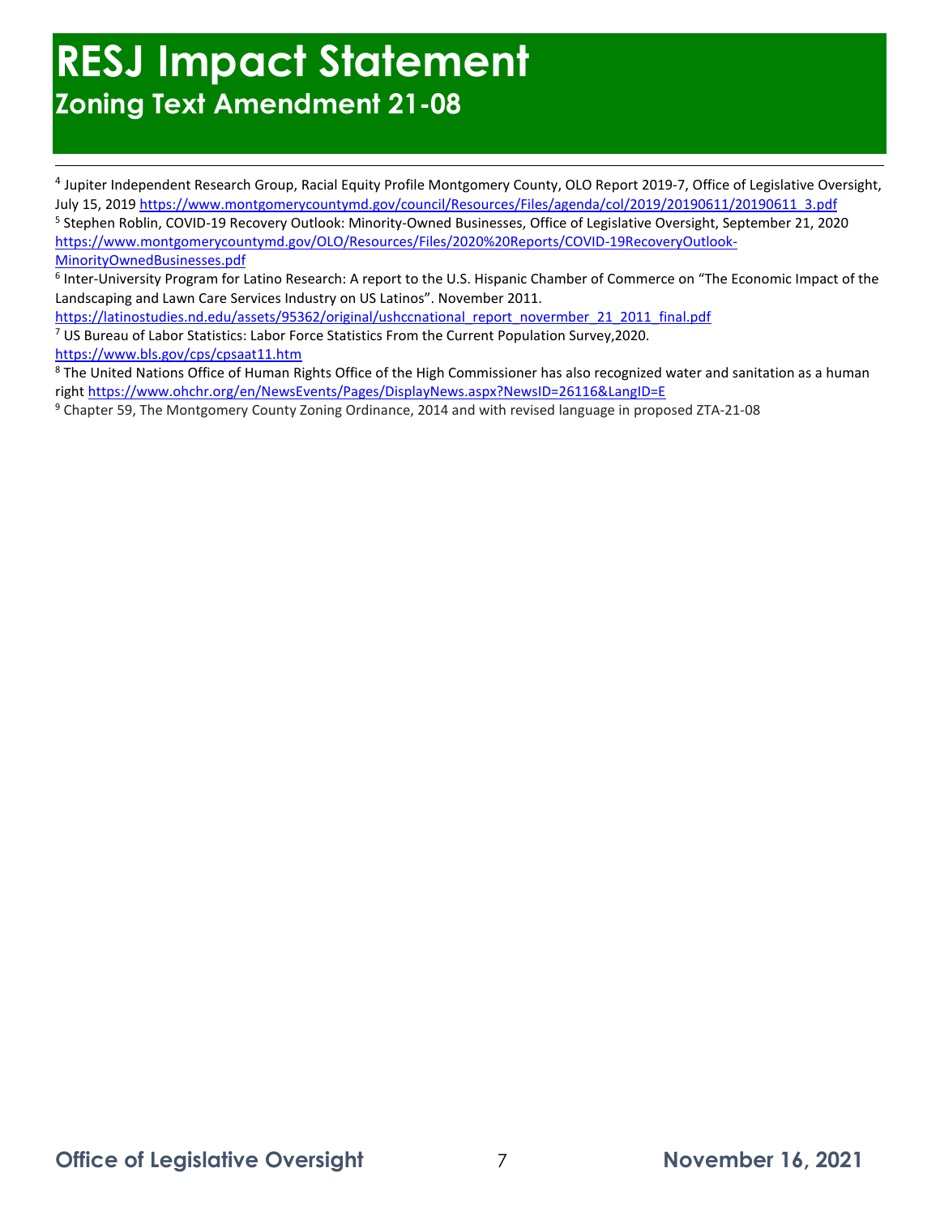# RESJ Impact Statement

## Zoning Text Amendment 21-08

---

[4] Jupiter Independent Research Group, Racial Equity Profile Montgomery County, OLO Report 2019-7, Office of Legislative Oversight, July 15, 2019 https://www.montgomerycountymd.gov/council/Resources/Files/agenda/col/2019/20190611/20190611_3.pdf

[5] Stephen Roblin, COVID-19 Recovery Outlook: Minority-Owned Businesses, Office of Legislative Oversight, September 21, 2020 https://www.montgomerycountymd.gov/OLO/Resources/Files/2020%20Reports/COVID-19RecoveryOutlook-MinorityOwnedBusinesses.pdf

[6] Inter-University Program for Latino Research: A report to the U.S. Hispanic Chamber of Commerce on "The Economic Impact of the Landscaping and Lawn Care Services Industry on US Latinos". November 2011. https://latinostudies.nd.edu/assets/95362/original/ushccnational_report_novermber_21_2011_final.pdf

[7] US Bureau of Labor Statistics: Labor Force Statistics From the Current Population Survey,2020. https://www.bls.gov/cps/cpsaat11.htm

[8] The United Nations Office of Human Rights Office of the High Commissioner has also recognized water and sanitation as a human right https://www.ohchr.org/en/NewsEvents/Pages/DisplayNews.aspx?NewsID=26116&LangID=E

[9] Chapter 59, The Montgomery County Zoning Ordinance, 2014 and with revised language in proposed ZTA-21-08